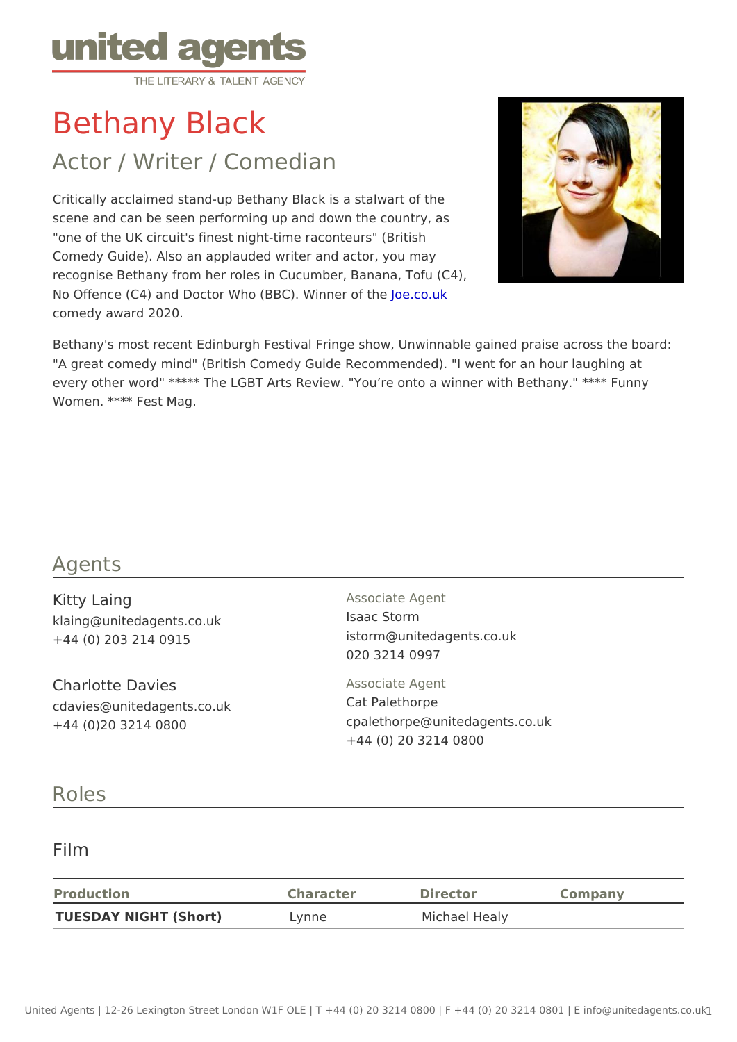united agents
THE LITERARY & TALENT AGENCY

# Bethany Black

## Actor / Writer / Comedian

Critically acclaimed stand-up Bethany Black is a stalwart of the scene and can be seen performing up and down the country, as "one of the UK circuit's finest night-time raconteurs" (British Comedy Guide). Also an applauded writer and actor, you may recognise Bethany from her roles in Cucumber, Banana, Tofu (C4), No Offence (C4) and Doctor Who (BBC). Winner of the Joe.co.uk comedy award 2020.

Bethany's most recent Edinburgh Festival Fringe show, Unwinnable gained praise across the board: "A great comedy mind" (British Comedy Guide Recommended). "I went for an hour laughing at every other word" ***** The LGBT Arts Review. "You're onto a winner with Bethany." **** Funny Women. **** Fest Mag.

## Agents

**Kitty Laing**
klaing@unitedagents.co.uk
+44 (0) 203 214 0915

**Charlotte Davies**
cdavies@unitedagents.co.uk
+44 (0)20 3214 0800

Associate Agent
**Isaac Storm**
istorm@unitedagents.co.uk
020 3214 0997

Associate Agent
**Cat Palethorpe**
cpalethorpe@unitedagents.co.uk
+44 (0) 20 3214 0800

## Roles

### Film

| Production | Character | Director | Company |
|---|---|---|---|
| **TUESDAY NIGHT (Short)** | Lynne | Michael Healy | |

United Agents | 12-26 Lexington Street London W1F OLE | T +44 (0) 20 3214 0800 | F +44 (0) 20 3214 0801 | E info@unitedagents.co.uk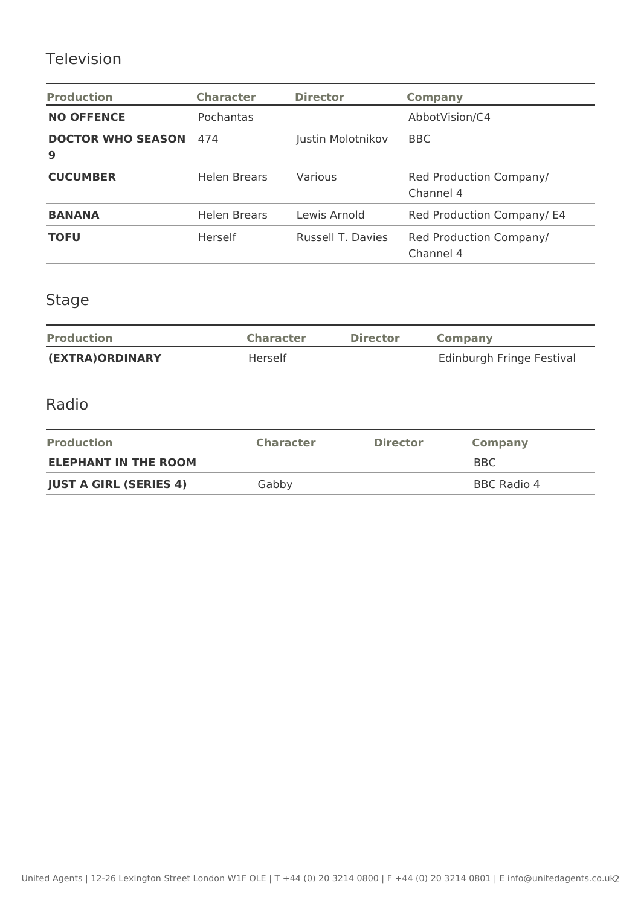## Television

| Production | Character | Director | Company |
|---|---|---|---|
| **NO OFFENCE** | Pochantas | | AbbotVision/C4 |
| **DOCTOR WHO SEASON 9** | 474 | Justin Molotnikov | BBC |
| **CUCUMBER** | Helen Brears | Various | Red Production Company/ Channel 4 |
| **BANANA** | Helen Brears | Lewis Arnold | Red Production Company/ E4 |
| **TOFU** | Herself | Russell T. Davies | Red Production Company/ Channel 4 |

## Stage

| Production | Character | Director | Company |
|---|---|---|---|
| **(EXTRA)ORDINARY** | Herself | | Edinburgh Fringe Festival |

## Radio

| Production | Character | Director | Company |
|---|---|---|---|
| **ELEPHANT IN THE ROOM** | | | BBC |
| **JUST A GIRL (SERIES 4)** | Gabby | | BBC Radio 4 |